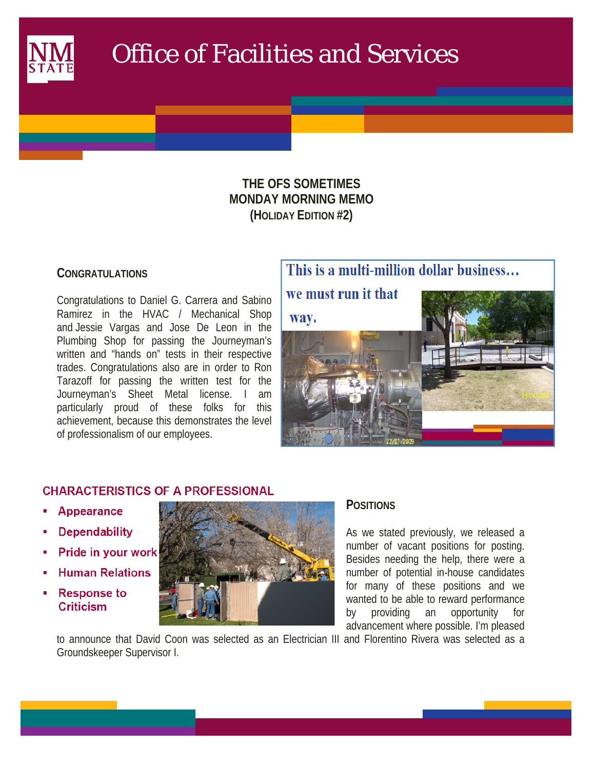# Office of Facilities and Services

**THE OFS SOMETIMES MONDAY MORNING MEMO (HOLIDAY EDITION #2)**

## CONGRATULATIONS

Congratulations to Daniel G. Carrera and Sabino Ramirez in the HVAC / Mechanical Shop and Jessie Vargas and Jose De Leon in the Plumbing Shop for passing the Journeyman's written and "hands on" tests in their respective trades. Congratulations also are in order to Ron Tarazoff for passing the written test for the Journeyman's Sheet Metal license. I am particularly proud of these folks for this achievement, because this demonstrates the level of professionalism of our employees.

This is a multi-million dollar business… we must run it that way.

## CHARACTERISTICS OF A PROFESSIONAL

- Appearance
- Dependability
- Pride in your work
- Human Relations
- Response to Criticism

## POSITIONS

As we stated previously, we released a number of vacant positions for posting. Besides needing the help, there were a number of potential in-house candidates for many of these positions and we wanted to be able to reward performance by providing an opportunity for advancement where possible. I'm pleased to announce that David Coon was selected as an Electrician III and Florentino Rivera was selected as a Groundskeeper Supervisor I.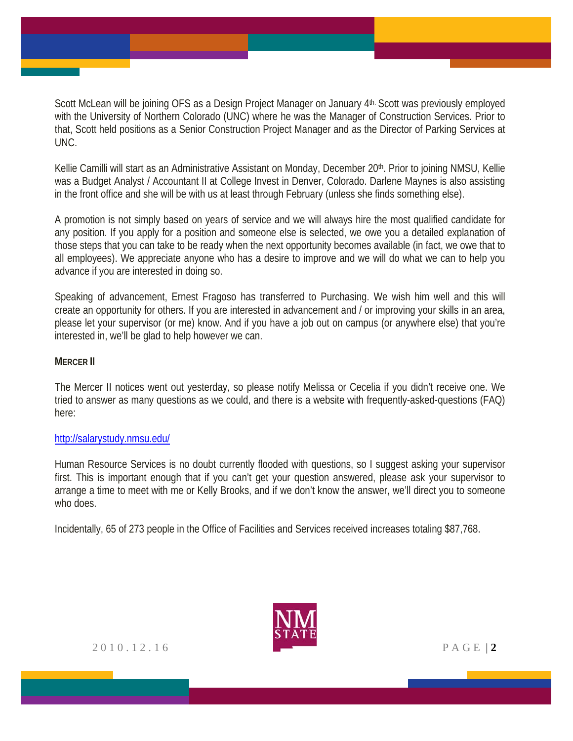Scott McLean will be joining OFS as a Design Project Manager on January 4th. Scott was previously employed with the University of Northern Colorado (UNC) where he was the Manager of Construction Services. Prior to that, Scott held positions as a Senior Construction Project Manager and as the Director of Parking Services at UNC.

Kellie Camilli will start as an Administrative Assistant on Monday, December 20th. Prior to joining NMSU, Kellie was a Budget Analyst / Accountant II at College Invest in Denver, Colorado. Darlene Maynes is also assisting in the front office and she will be with us at least through February (unless she finds something else).

A promotion is not simply based on years of service and we will always hire the most qualified candidate for any position. If you apply for a position and someone else is selected, we owe you a detailed explanation of those steps that you can take to be ready when the next opportunity becomes available (in fact, we owe that to all employees). We appreciate anyone who has a desire to improve and we will do what we can to help you advance if you are interested in doing so.

Speaking of advancement, Ernest Fragoso has transferred to Purchasing. We wish him well and this will create an opportunity for others. If you are interested in advancement and / or improving your skills in an area, please let your supervisor (or me) know. And if you have a job out on campus (or anywhere else) that you're interested in, we'll be glad to help however we can.

**MERCER II**

The Mercer II notices went out yesterday, so please notify Melissa or Cecelia if you didn't receive one. We tried to answer as many questions as we could, and there is a website with frequently-asked-questions (FAQ) here:

http://salarystudy.nmsu.edu/

Human Resource Services is no doubt currently flooded with questions, so I suggest asking your supervisor first. This is important enough that if you can't get your question answered, please ask your supervisor to arrange a time to meet with me or Kelly Brooks, and if we don't know the answer, we'll direct you to someone who does.

Incidentally, 65 of 273 people in the Office of Facilities and Services received increases totaling $87,768.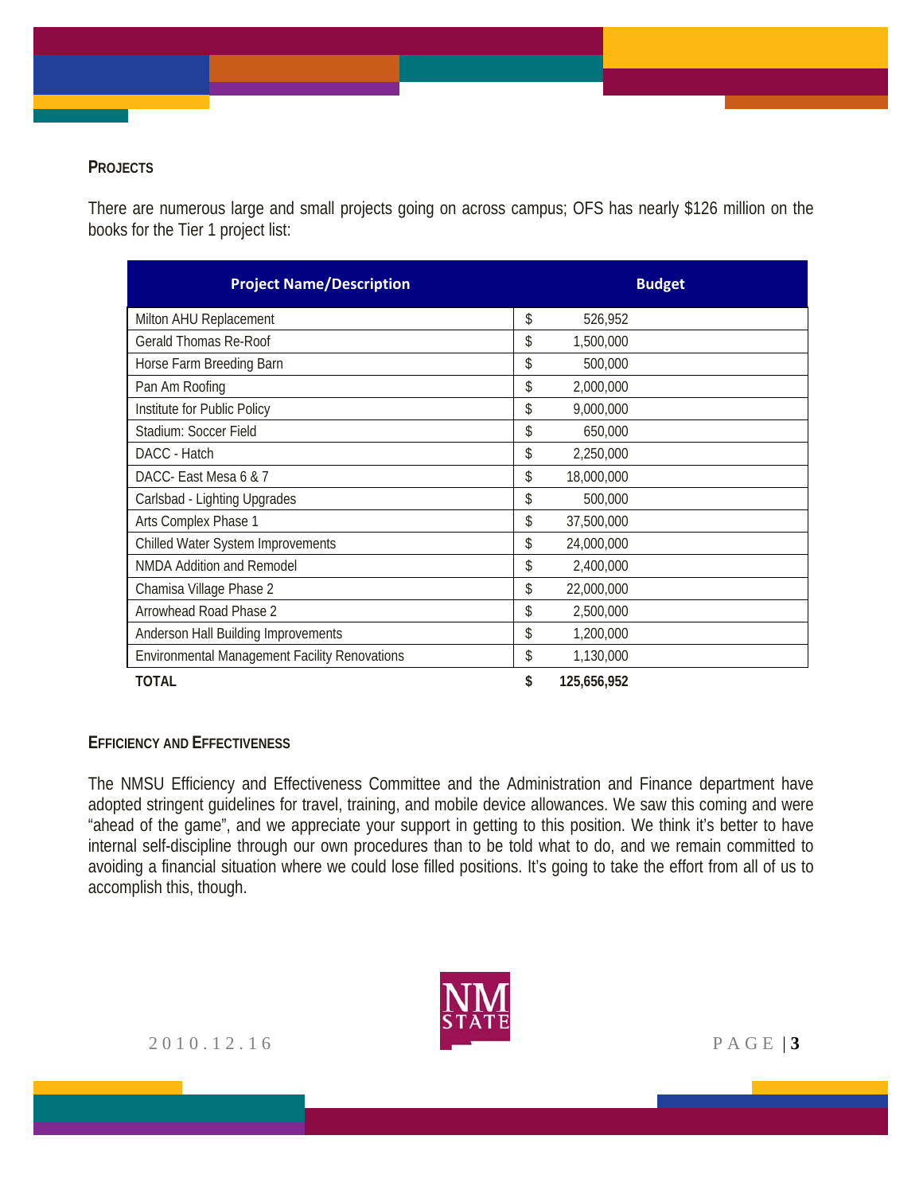## PROJECTS

There are numerous large and small projects going on across campus; OFS has nearly $126 million on the books for the Tier 1 project list:

| Project Name/Description | Budget |
|---|---|
| Milton AHU Replacement | $ 526,952 |
| Gerald Thomas Re-Roof | $ 1,500,000 |
| Horse Farm Breeding Barn | $ 500,000 |
| Pan Am Roofing | $ 2,000,000 |
| Institute for Public Policy | $ 9,000,000 |
| Stadium: Soccer Field | $ 650,000 |
| DACC - Hatch | $ 2,250,000 |
| DACC- East Mesa 6 & 7 | $ 18,000,000 |
| Carlsbad - Lighting Upgrades | $ 500,000 |
| Arts Complex Phase 1 | $ 37,500,000 |
| Chilled Water System Improvements | $ 24,000,000 |
| NMDA Addition and Remodel | $ 2,400,000 |
| Chamisa Village Phase 2 | $ 22,000,000 |
| Arrowhead Road Phase 2 | $ 2,500,000 |
| Anderson Hall Building Improvements | $ 1,200,000 |
| Environmental Management Facility Renovations | $ 1,130,000 |
| **TOTAL** | **$ 125,656,952** |

## EFFICIENCY AND EFFECTIVENESS

The NMSU Efficiency and Effectiveness Committee and the Administration and Finance department have adopted stringent guidelines for travel, training, and mobile device allowances. We saw this coming and were "ahead of the game", and we appreciate your support in getting to this position. We think it's better to have internal self-discipline through our own procedures than to be told what to do, and we remain committed to avoiding a financial situation where we could lose filled positions. It's going to take the effort from all of us to accomplish this, though.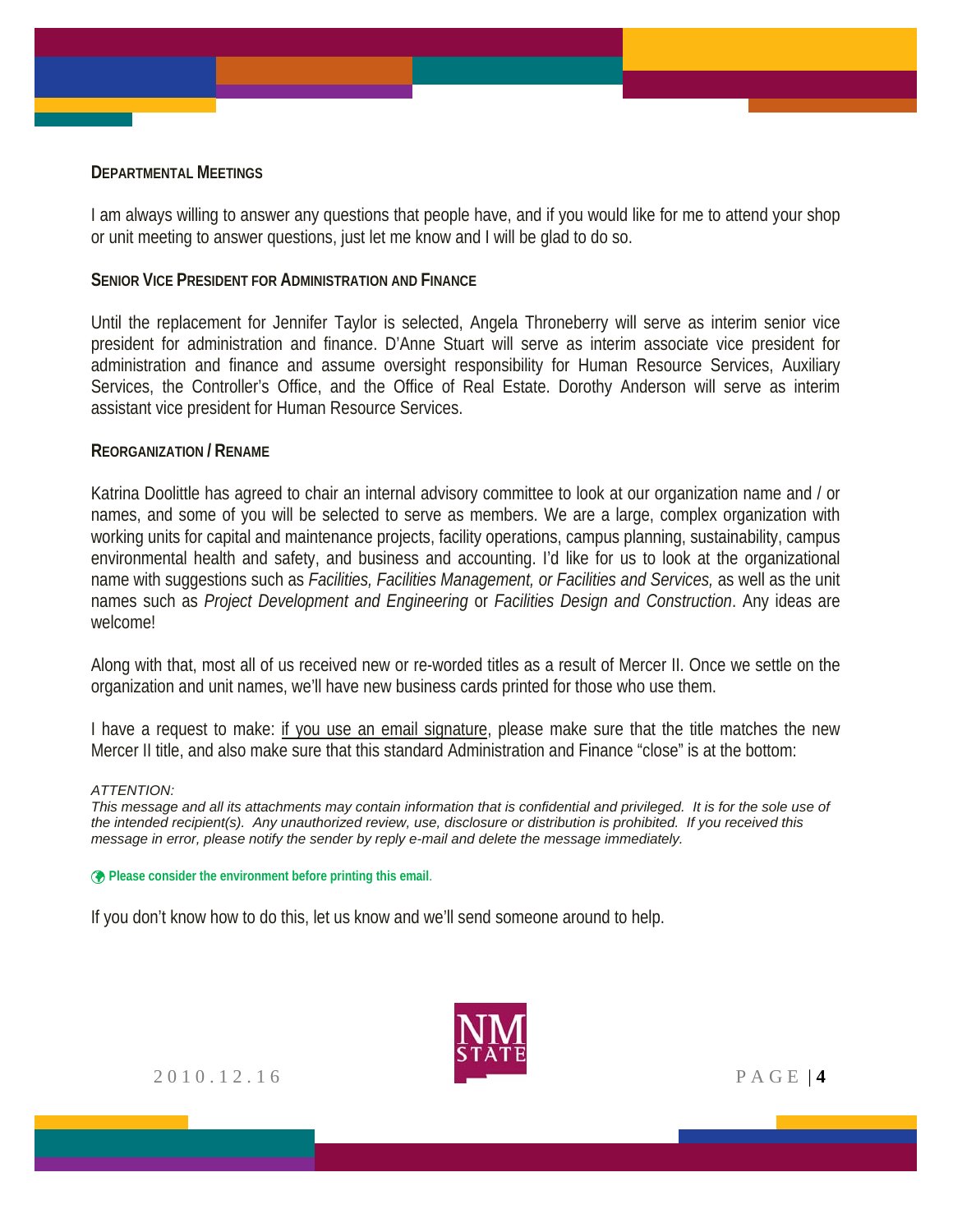### DEPARTMENTAL MEETINGS

I am always willing to answer any questions that people have, and if you would like for me to attend your shop or unit meeting to answer questions, just let me know and I will be glad to do so.

### SENIOR VICE PRESIDENT FOR ADMINISTRATION AND FINANCE

Until the replacement for Jennifer Taylor is selected, Angela Throneberry will serve as interim senior vice president for administration and finance. D'Anne Stuart will serve as interim associate vice president for administration and finance and assume oversight responsibility for Human Resource Services, Auxiliary Services, the Controller's Office, and the Office of Real Estate. Dorothy Anderson will serve as interim assistant vice president for Human Resource Services.

### REORGANIZATION / RENAME

Katrina Doolittle has agreed to chair an internal advisory committee to look at our organization name and / or names, and some of you will be selected to serve as members. We are a large, complex organization with working units for capital and maintenance projects, facility operations, campus planning, sustainability, campus environmental health and safety, and business and accounting. I'd like for us to look at the organizational name with suggestions such as *Facilities, Facilities Management, or Facilities and Services,* as well as the unit names such as *Project Development and Engineering* or *Facilities Design and Construction*. Any ideas are welcome!

Along with that, most all of us received new or re-worded titles as a result of Mercer II. Once we settle on the organization and unit names, we'll have new business cards printed for those who use them.

I have a request to make: <u>if you use an email signature</u>, please make sure that the title matches the new Mercer II title, and also make sure that this standard Administration and Finance "close" is at the bottom:

*ATTENTION:*
*This message and all its attachments may contain information that is confidential and privileged. It is for the sole use of the intended recipient(s). Any unauthorized review, use, disclosure or distribution is prohibited. If you received this message in error, please notify the sender by reply e-mail and delete the message immediately.*

**Please consider the environment before printing this email.**

If you don't know how to do this, let us know and we'll send someone around to help.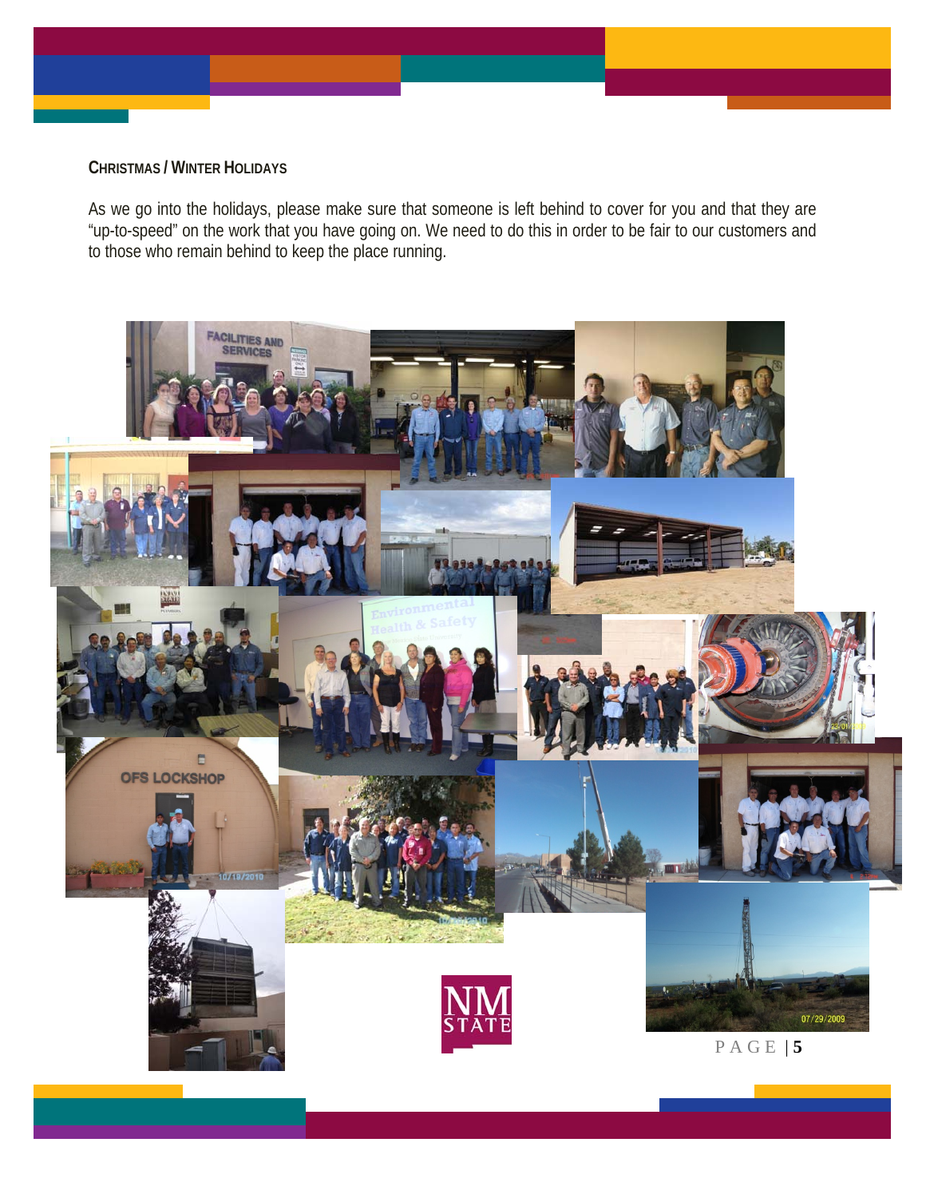## Christmas / Winter Holidays

As we go into the holidays, please make sure that someone is left behind to cover for you and that they are "up-to-speed" on the work that you have going on. We need to do this in order to be fair to our customers and to those who remain behind to keep the place running.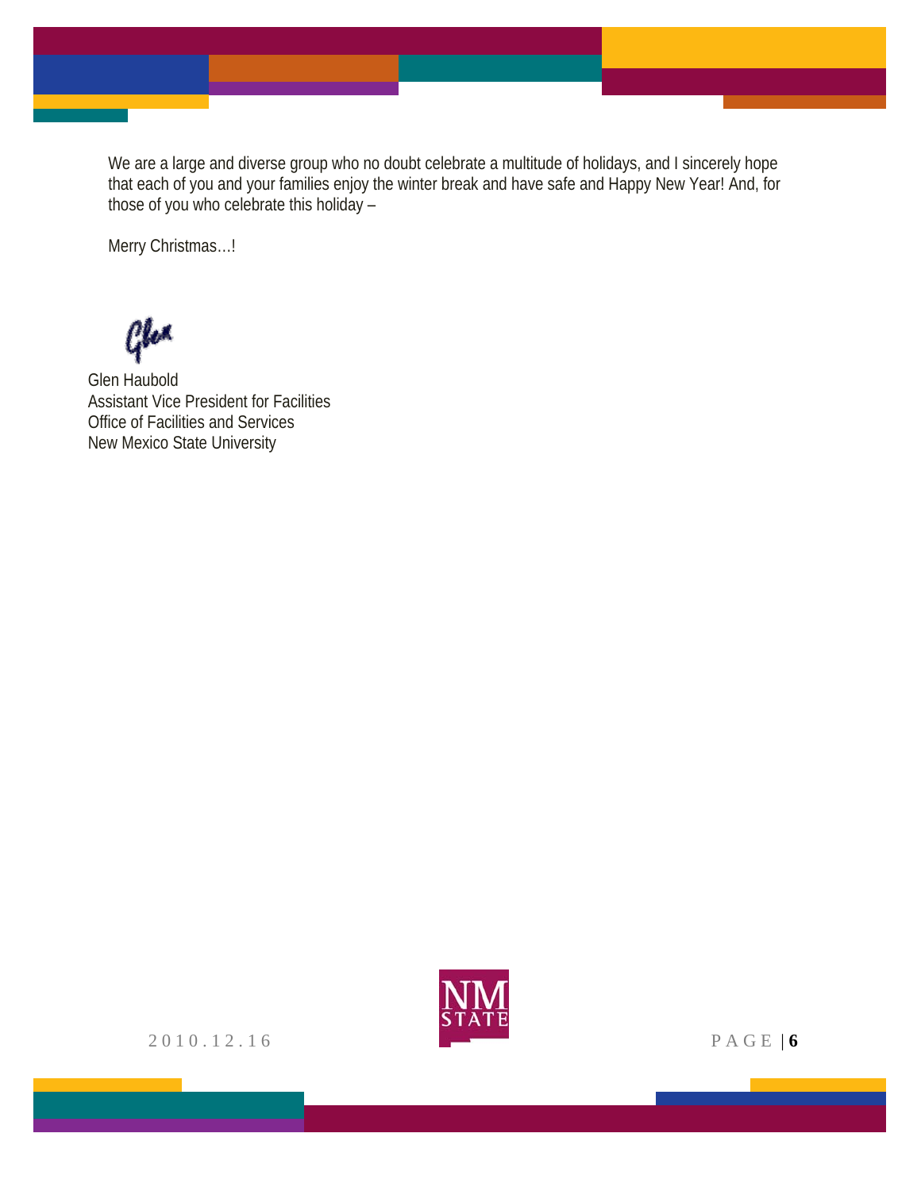We are a large and diverse group who no doubt celebrate a multitude of holidays, and I sincerely hope that each of you and your families enjoy the winter break and have safe and Happy New Year! And, for those of you who celebrate this holiday –

Merry Christmas…!

Glen

Glen Haubold
Assistant Vice President for Facilities
Office of Facilities and Services
New Mexico State University